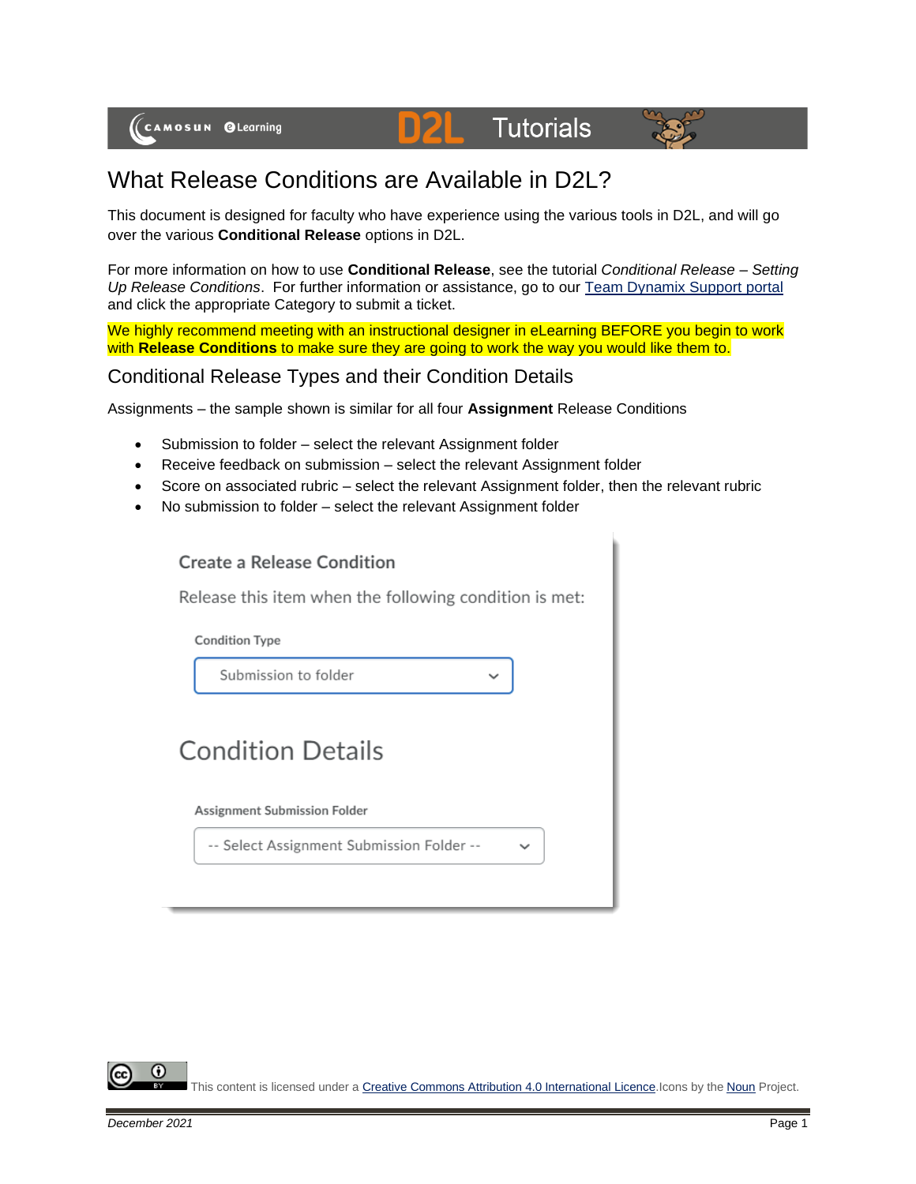# What Release Conditions are Available in D2L?

This document is designed for faculty who have experience using the various tools in D2L, and will go over the various **Conditional Release** options in D2L.

For more information on how to use **Conditional Release**, see the tutorial *Conditional Release – Setting Up Release Conditions*. For further information or assistance, go to our [Team Dynamix Support portal]() and click the appropriate Category to submit a ticket.

We highly recommend meeting with an instructional designer in eLearning BEFORE you begin to work with **Release Conditions** to make sure they are going to work the way you would like them to.

## Conditional Release Types and their Condition Details

Assignments – the sample shown is similar for all four **Assignment** Release Conditions

- Submission to folder – select the relevant Assignment folder
- Receive feedback on submission – select the relevant Assignment folder
- Score on associated rubric – select the relevant Assignment folder, then the relevant rubric
- No submission to folder – select the relevant Assignment folder

Create a Release Condition

Release this item when the following condition is met:

Condition Type

Submission to folder

Condition Details

Assignment Submission Folder

-- Select Assignment Submission Folder --

This content is licensed under a [Creative Commons Attribution 4.0 International Licence](). Icons by the [Noun]() Project.

December 2021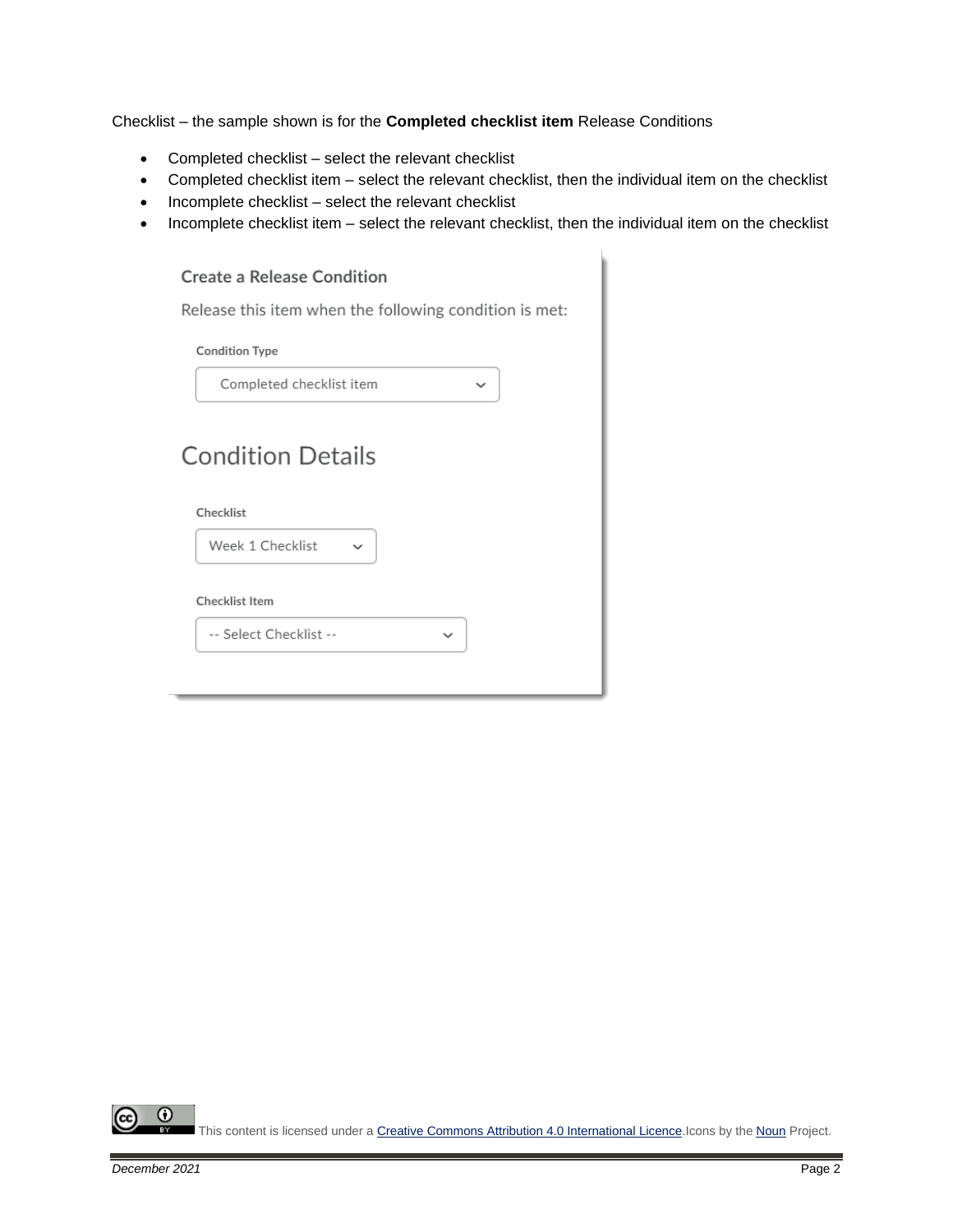Checklist – the sample shown is for the **Completed checklist item** Release Conditions

- Completed checklist – select the relevant checklist
- Completed checklist item – select the relevant checklist, then the individual item on the checklist
- Incomplete checklist – select the relevant checklist
- Incomplete checklist item – select the relevant checklist, then the individual item on the checklist

Create a Release Condition

Release this item when the following condition is met:

Condition Type

Completed checklist item

Condition Details

Checklist

Week 1 Checklist

Checklist Item

-- Select Checklist --

This content is licensed under a Creative Commons Attribution 4.0 International Licence.Icons by the Noun Project.

*December 2021*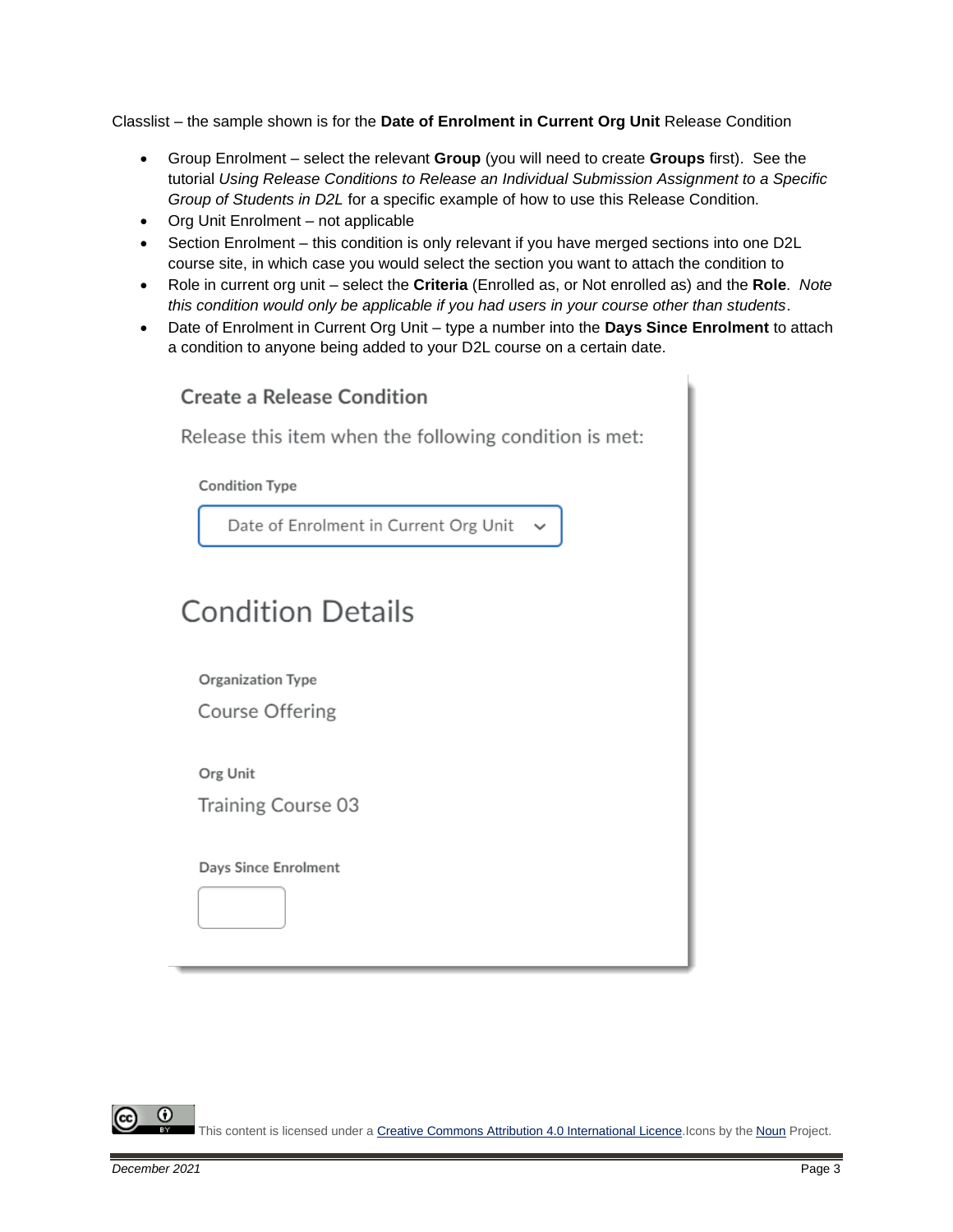Classlist – the sample shown is for the **Date of Enrolment in Current Org Unit** Release Condition

- Group Enrolment – select the relevant **Group** (you will need to create **Groups** first). See the tutorial *Using Release Conditions to Release an Individual Submission Assignment to a Specific Group of Students in D2L* for a specific example of how to use this Release Condition.
- Org Unit Enrolment – not applicable
- Section Enrolment – this condition is only relevant if you have merged sections into one D2L course site, in which case you would select the section you want to attach the condition to
- Role in current org unit – select the **Criteria** (Enrolled as, or Not enrolled as) and the **Role**. *Note this condition would only be applicable if you had users in your course other than students*.
- Date of Enrolment in Current Org Unit – type a number into the **Days Since Enrolment** to attach a condition to anyone being added to your D2L course on a certain date.

Create a Release Condition

Release this item when the following condition is met:

Condition Type

Date of Enrolment in Current Org Unit

Condition Details

Organization Type

Course Offering

Org Unit

Training Course 03

Days Since Enrolment

This content is licensed under a Creative Commons Attribution 4.0 International Licence. Icons by the Noun Project.

December 2021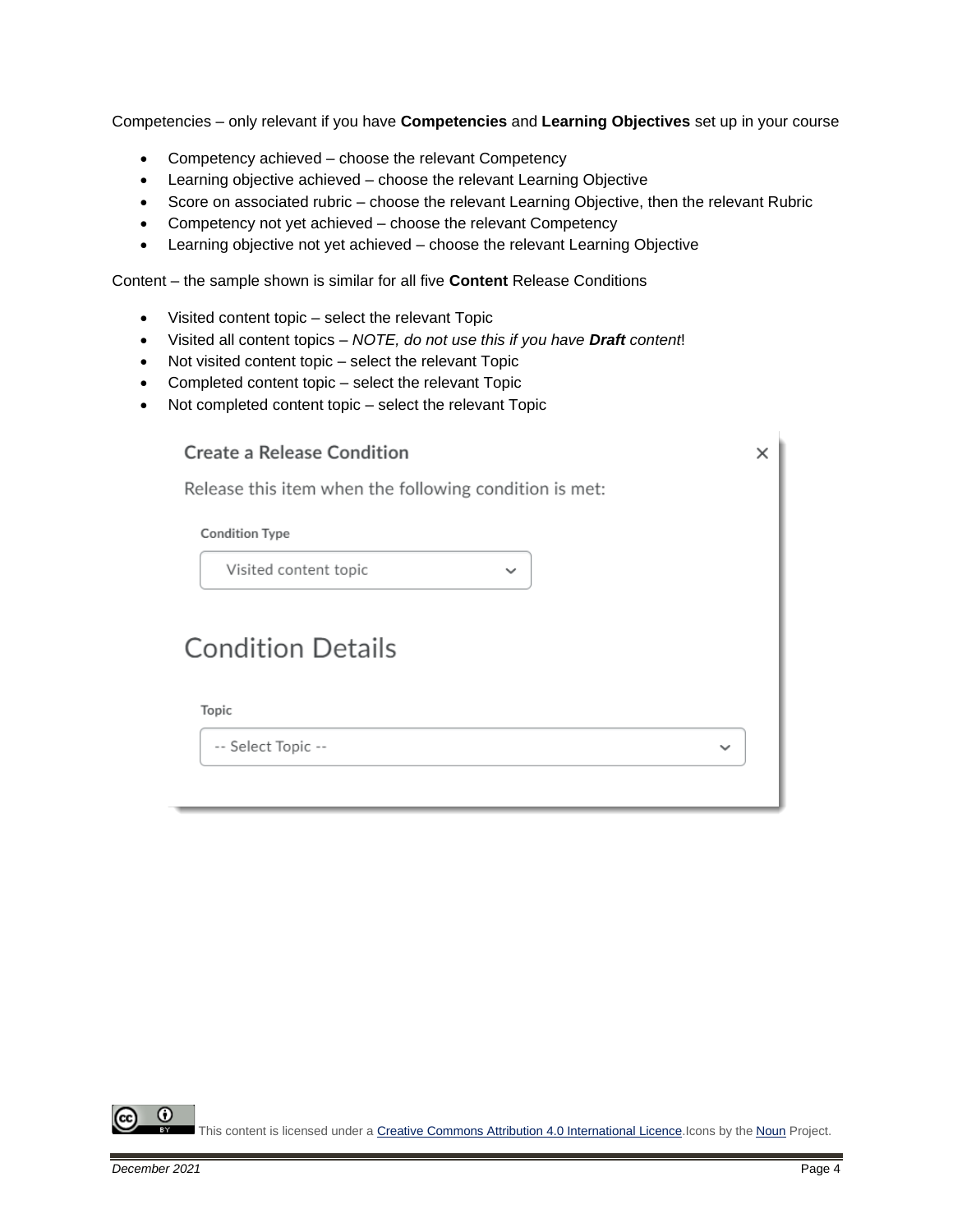Competencies – only relevant if you have **Competencies** and **Learning Objectives** set up in your course

- Competency achieved – choose the relevant Competency
- Learning objective achieved – choose the relevant Learning Objective
- Score on associated rubric – choose the relevant Learning Objective, then the relevant Rubric
- Competency not yet achieved – choose the relevant Competency
- Learning objective not yet achieved – choose the relevant Learning Objective

Content – the sample shown is similar for all five **Content** Release Conditions

- Visited content topic – select the relevant Topic
- Visited all content topics – *NOTE, do not use this if you have **Draft** content*!
- Not visited content topic – select the relevant Topic
- Completed content topic – select the relevant Topic
- Not completed content topic – select the relevant Topic

Create a Release Condition

Release this item when the following condition is met:

Condition Type

Visited content topic

Condition Details

Topic

-- Select Topic --

This content is licensed under a Creative Commons Attribution 4.0 International Licence.Icons by the Noun Project.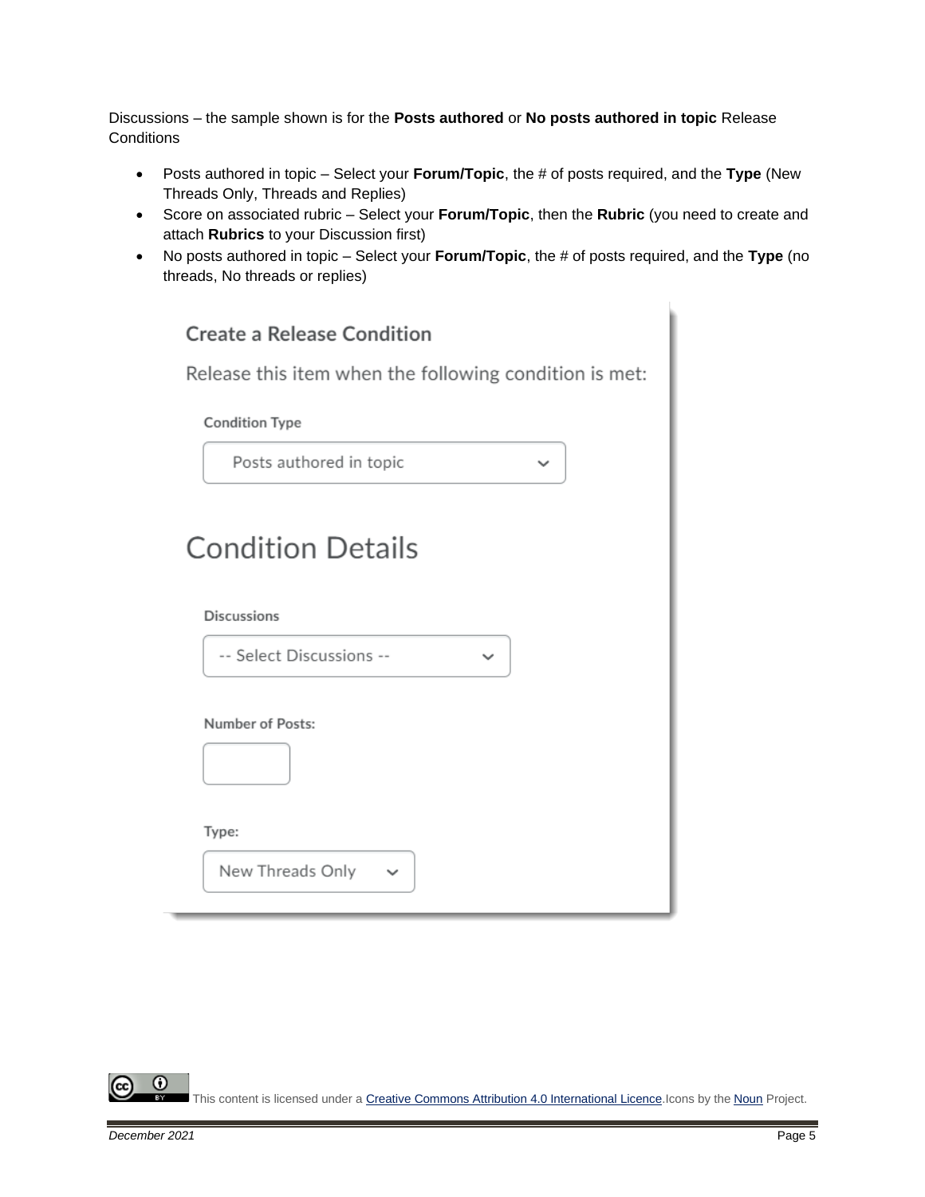Discussions – the sample shown is for the **Posts authored** or **No posts authored in topic** Release Conditions

- Posts authored in topic – Select your **Forum/Topic**, the # of posts required, and the **Type** (New Threads Only, Threads and Replies)
- Score on associated rubric – Select your **Forum/Topic**, then the **Rubric** (you need to create and attach **Rubrics** to your Discussion first)
- No posts authored in topic – Select your **Forum/Topic**, the # of posts required, and the **Type** (no threads, No threads or replies)

Create a Release Condition

Release this item when the following condition is met:

Condition Type

Posts authored in topic

Condition Details

Discussions

-- Select Discussions --

Number of Posts:

Type:

New Threads Only

This content is licensed under a Creative Commons Attribution 4.0 International Licence. Icons by the Noun Project.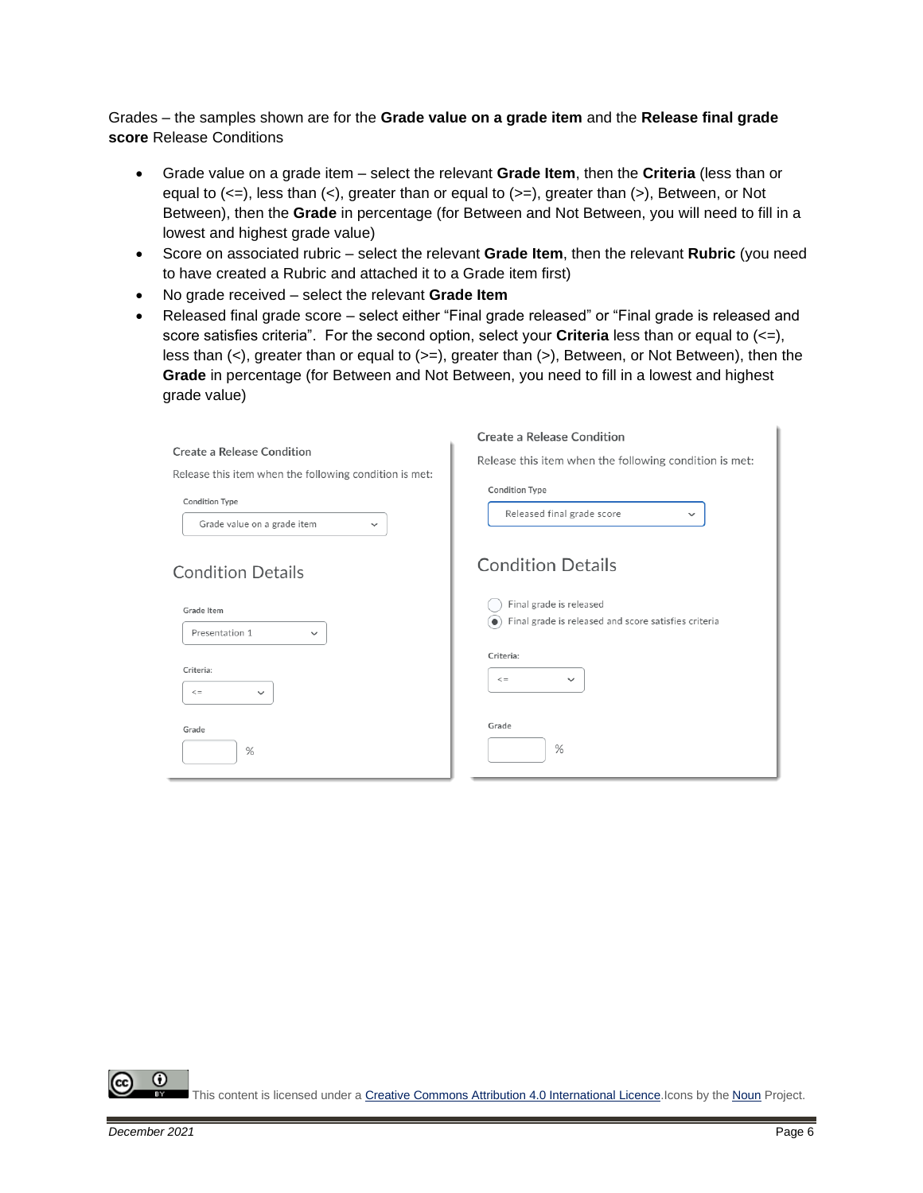Grades – the samples shown are for the **Grade value on a grade item** and the **Release final grade score** Release Conditions

- Grade value on a grade item – select the relevant **Grade Item**, then the **Criteria** (less than or equal to (<=), less than (<), greater than or equal to (>=), greater than (>), Between, or Not Between), then the **Grade** in percentage (for Between and Not Between, you will need to fill in a lowest and highest grade value)
- Score on associated rubric – select the relevant **Grade Item**, then the relevant **Rubric** (you need to have created a Rubric and attached it to a Grade item first)
- No grade received – select the relevant **Grade Item**
- Released final grade score – select either "Final grade released" or "Final grade is released and score satisfies criteria". For the second option, select your **Criteria** less than or equal to (<=), less than (<), greater than or equal to (>=), greater than (>), Between, or Not Between), then the **Grade** in percentage (for Between and Not Between, you need to fill in a lowest and highest grade value)

Create a Release Condition

Release this item when the following condition is met:

Condition Type

Grade value on a grade item

Condition Details

Grade Item

Presentation 1

Criteria:

<=

Grade

%

Create a Release Condition

Release this item when the following condition is met:

Condition Type

Released final grade score

Condition Details

- ( ) Final grade is released
- (•) Final grade is released and score satisfies criteria

Criteria:

<=

Grade

%

This content is licensed under a Creative Commons Attribution 4.0 International Licence. Icons by the Noun Project.

December 2021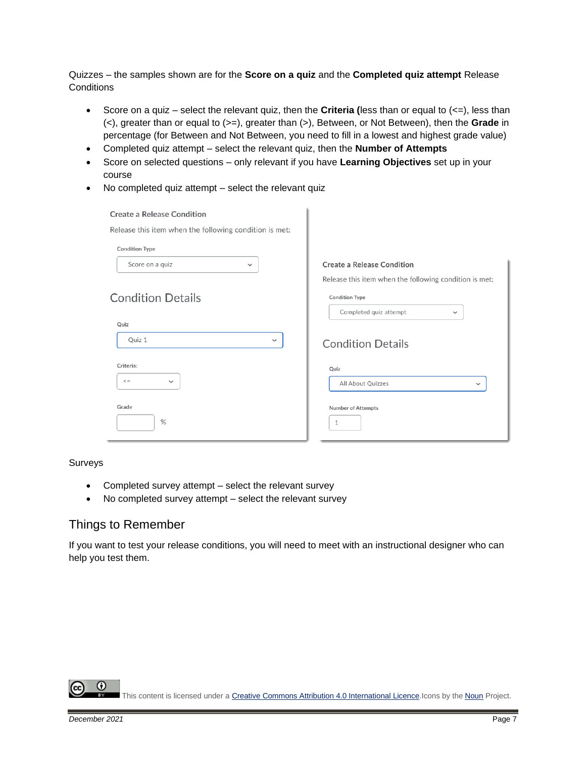Quizzes – the samples shown are for the **Score on a quiz** and the **Completed quiz attempt** Release Conditions

- Score on a quiz – select the relevant quiz, then the **Criteria (**less than or equal to (<=), less than (<), greater than or equal to (>=), greater than (>), Between, or Not Between), then the **Grade** in percentage (for Between and Not Between, you need to fill in a lowest and highest grade value)
- Completed quiz attempt – select the relevant quiz, then the **Number of Attempts**
- Score on selected questions – only relevant if you have **Learning Objectives** set up in your course
- No completed quiz attempt – select the relevant quiz

Create a Release Condition

Release this item when the following condition is met:

Condition Type

Score on a quiz

Condition Details

Quiz

Quiz 1

Criteria:

<=

Grade

%

Create a Release Condition

Release this item when the following condition is met:

Condition Type

Completed quiz attempt

Condition Details

Quiz

All About Quizzes

Number of Attempts

1

Surveys

- Completed survey attempt – select the relevant survey
- No completed survey attempt – select the relevant survey

## Things to Remember

If you want to test your release conditions, you will need to meet with an instructional designer who can help you test them.

This content is licensed under a Creative Commons Attribution 4.0 International Licence. Icons by the Noun Project.

December 2021